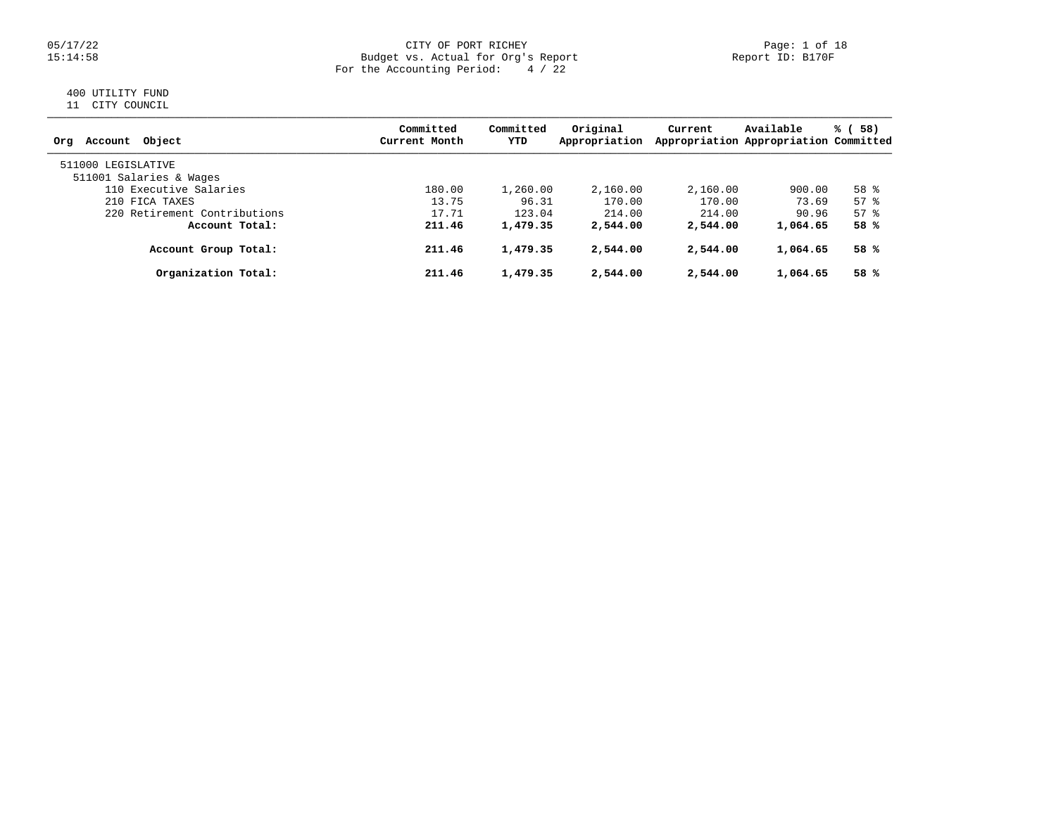CITY OF PORT RICHEY
Budget vs. Actual for Org's Report
For the Accounting Period: 4 / 22

05/17/22
15:14:58

Report ID: B170F

400 UTILITY FUND
11 CITY COUNCIL

| Org Account Object | Committed Current Month | Committed YTD | Original Appropriation | Current Appropriation | Available Appropriation | % ( 58) Committed |
|---|---|---|---|---|---|---|
| 511000 LEGISLATIVE | | | | | | |
| 511001 Salaries & Wages | | | | | | |
| 110 Executive Salaries | 180.00 | 1,260.00 | 2,160.00 | 2,160.00 | 900.00 | 58 % |
| 210 FICA TAXES | 13.75 | 96.31 | 170.00 | 170.00 | 73.69 | 57 % |
| 220 Retirement Contributions | 17.71 | 123.04 | 214.00 | 214.00 | 90.96 | 57 % |
| **Account Total:** | **211.46** | **1,479.35** | **2,544.00** | **2,544.00** | **1,064.65** | **58 %** |
| **Account Group Total:** | **211.46** | **1,479.35** | **2,544.00** | **2,544.00** | **1,064.65** | **58 %** |
| **Organization Total:** | **211.46** | **1,479.35** | **2,544.00** | **2,544.00** | **1,064.65** | **58 %** |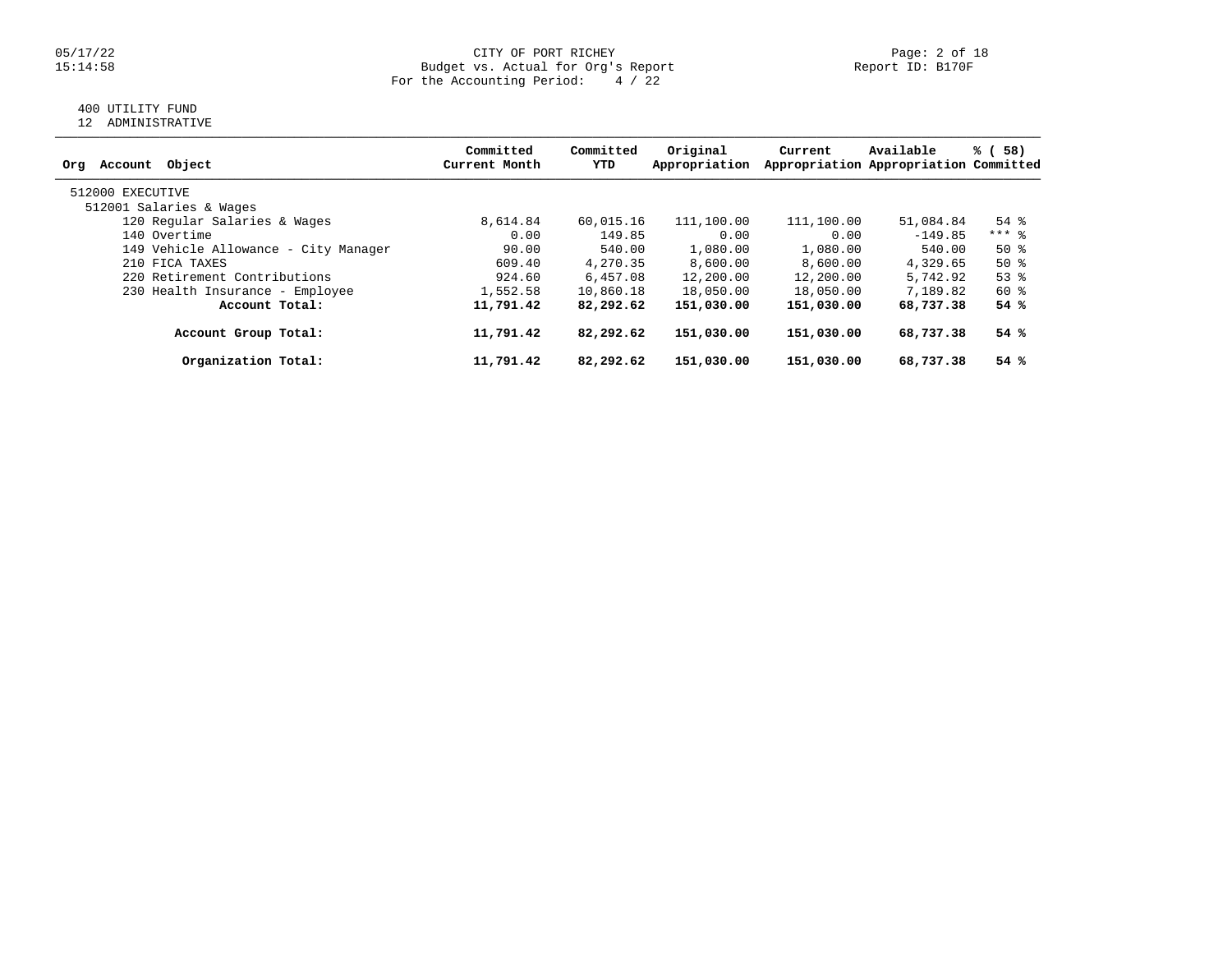CITY OF PORT RICHEY
Budget vs. Actual for Org's Report
For the Accounting Period: 4 / 22

400 UTILITY FUND
12 ADMINISTRATIVE

| Org Account Object | Committed Current Month | Committed YTD | Original Appropriation | Current Appropriation | Available Appropriation | % ( 58) Committed |
|---|---|---|---|---|---|---|
| 512000 EXECUTIVE | | | | | | |
| 512001 Salaries & Wages | | | | | | |
| 120 Regular Salaries & Wages | 8,614.84 | 60,015.16 | 111,100.00 | 111,100.00 | 51,084.84 | 54 % |
| 140 Overtime | 0.00 | 149.85 | 0.00 | 0.00 | -149.85 | *** % |
| 149 Vehicle Allowance - City Manager | 90.00 | 540.00 | 1,080.00 | 1,080.00 | 540.00 | 50 % |
| 210 FICA TAXES | 609.40 | 4,270.35 | 8,600.00 | 8,600.00 | 4,329.65 | 50 % |
| 220 Retirement Contributions | 924.60 | 6,457.08 | 12,200.00 | 12,200.00 | 5,742.92 | 53 % |
| 230 Health Insurance - Employee | 1,552.58 | 10,860.18 | 18,050.00 | 18,050.00 | 7,189.82 | 60 % |
| **Account Total:** | **11,791.42** | **82,292.62** | **151,030.00** | **151,030.00** | **68,737.38** | **54 %** |
| **Account Group Total:** | **11,791.42** | **82,292.62** | **151,030.00** | **151,030.00** | **68,737.38** | **54 %** |
| **Organization Total:** | **11,791.42** | **82,292.62** | **151,030.00** | **151,030.00** | **68,737.38** | **54 %** |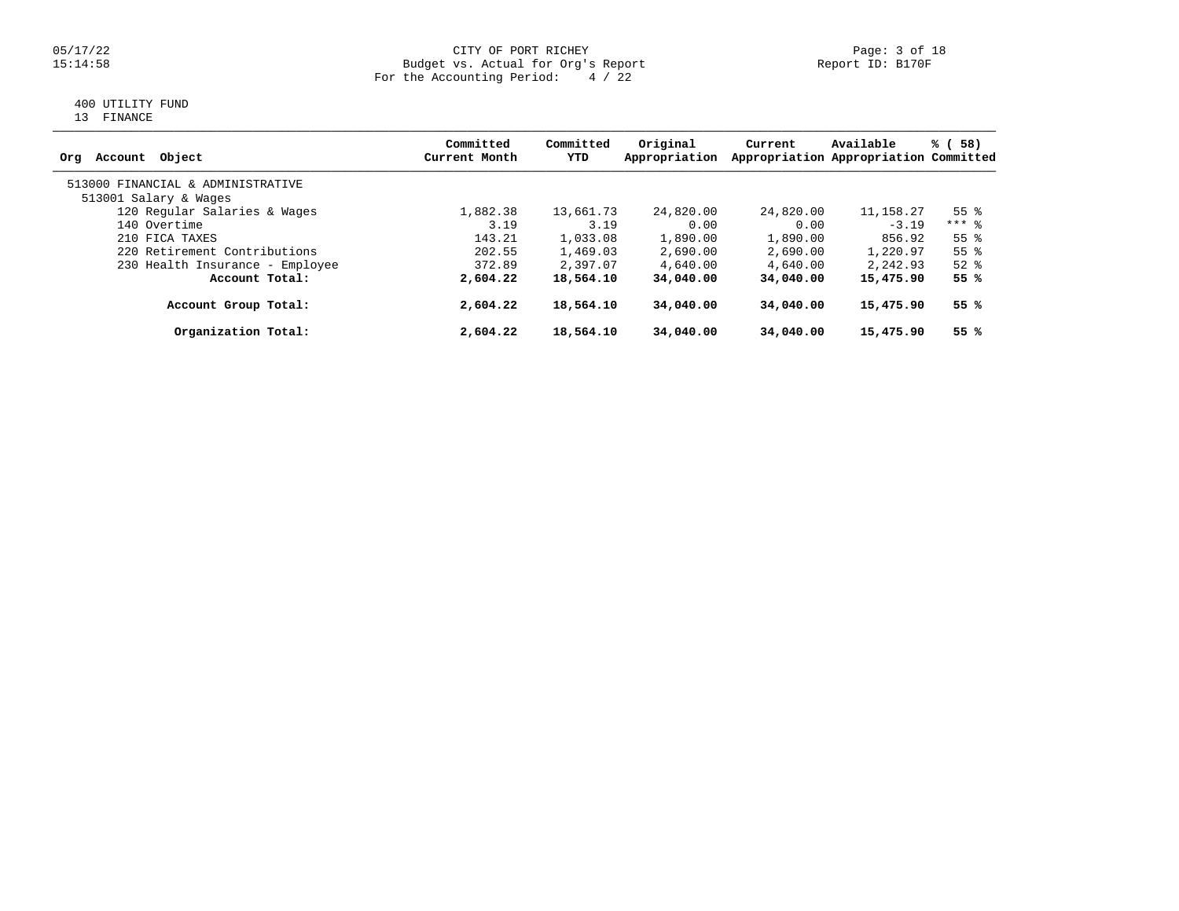CITY OF PORT RICHEY
Budget vs. Actual for Org's Report
For the Accounting Period: 4 / 22

05/17/22
15:14:58

Report ID: B170F

400 UTILITY FUND
13 FINANCE

| Org Account Object | Committed Current Month | Committed YTD | Original Appropriation | Current Appropriation | Available Appropriation | % ( 58) Committed |
|---|---|---|---|---|---|---|
| 513000 FINANCIAL & ADMINISTRATIVE | | | | | | |
| 513001 Salary & Wages | | | | | | |
| 120 Regular Salaries & Wages | 1,882.38 | 13,661.73 | 24,820.00 | 24,820.00 | 11,158.27 | 55 % |
| 140 Overtime | 3.19 | 3.19 | 0.00 | 0.00 | -3.19 | *** % |
| 210 FICA TAXES | 143.21 | 1,033.08 | 1,890.00 | 1,890.00 | 856.92 | 55 % |
| 220 Retirement Contributions | 202.55 | 1,469.03 | 2,690.00 | 2,690.00 | 1,220.97 | 55 % |
| 230 Health Insurance - Employee | 372.89 | 2,397.07 | 4,640.00 | 4,640.00 | 2,242.93 | 52 % |
| **Account Total:** | **2,604.22** | **18,564.10** | **34,040.00** | **34,040.00** | **15,475.90** | **55 %** |
| **Account Group Total:** | **2,604.22** | **18,564.10** | **34,040.00** | **34,040.00** | **15,475.90** | **55 %** |
| **Organization Total:** | **2,604.22** | **18,564.10** | **34,040.00** | **34,040.00** | **15,475.90** | **55 %** |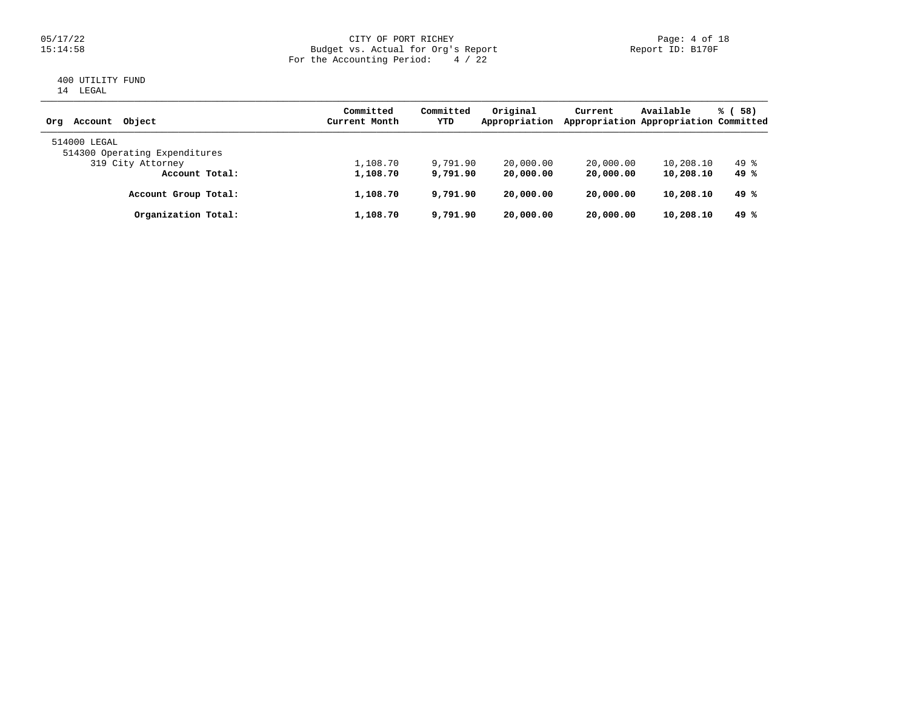CITY OF PORT RICHEY
Budget vs. Actual for Org's Report
For the Accounting Period: 4 / 22

05/17/22
15:14:58

Report ID: B170F

400 UTILITY FUND
14 LEGAL

| Org Account Object | Committed Current Month | Committed YTD | Original Appropriation | Current Appropriation | Available Appropriation | % ( 58) Committed |
|---|---|---|---|---|---|---|
| 514000 LEGAL | | | | | | |
| 514300 Operating Expenditures | | | | | | |
| 319 City Attorney | 1,108.70 | 9,791.90 | 20,000.00 | 20,000.00 | 10,208.10 | 49 % |
| **Account Total:** | **1,108.70** | **9,791.90** | **20,000.00** | **20,000.00** | **10,208.10** | **49 %** |
| **Account Group Total:** | **1,108.70** | **9,791.90** | **20,000.00** | **20,000.00** | **10,208.10** | **49 %** |
| **Organization Total:** | **1,108.70** | **9,791.90** | **20,000.00** | **20,000.00** | **10,208.10** | **49 %** |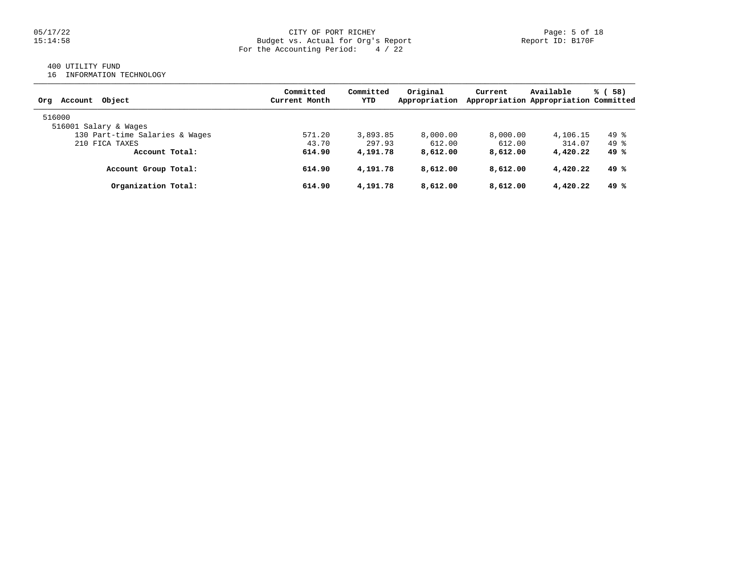CITY OF PORT RICHEY
Budget vs. Actual for Org's Report
For the Accounting Period: 4 / 22

05/17/22
15:14:58

Report ID: B170F

400 UTILITY FUND
16 INFORMATION TECHNOLOGY

| Org Account Object | Committed Current Month | Committed YTD | Original Appropriation | Current Appropriation | Available Appropriation | % ( 58) Committed |
|---|---|---|---|---|---|---|
| 516000 | | | | | | |
| 516001 Salary & Wages | | | | | | |
| 130 Part-time Salaries & Wages | 571.20 | 3,893.85 | 8,000.00 | 8,000.00 | 4,106.15 | 49 % |
| 210 FICA TAXES | 43.70 | 297.93 | 612.00 | 612.00 | 314.07 | 49 % |
| **Account Total:** | **614.90** | **4,191.78** | **8,612.00** | **8,612.00** | **4,420.22** | **49 %** |
| **Account Group Total:** | **614.90** | **4,191.78** | **8,612.00** | **8,612.00** | **4,420.22** | **49 %** |
| **Organization Total:** | **614.90** | **4,191.78** | **8,612.00** | **8,612.00** | **4,420.22** | **49 %** |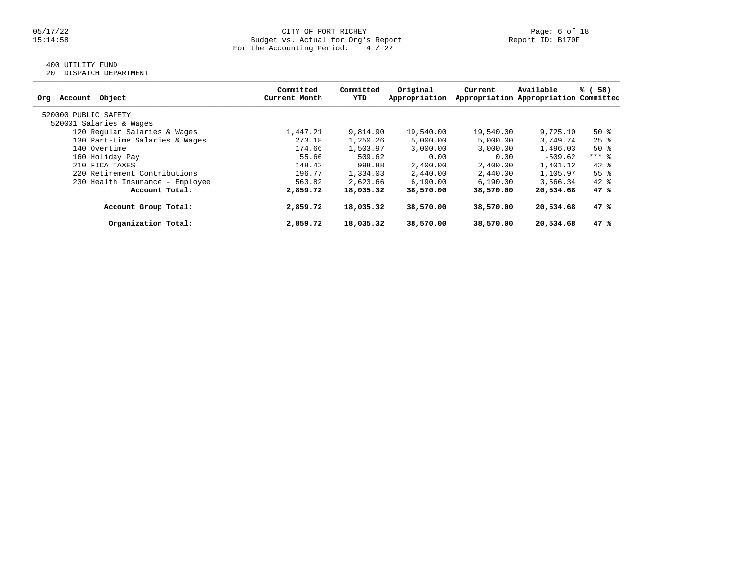CITY OF PORT RICHEY
Budget vs. Actual for Org's Report
For the Accounting Period: 4 / 22

05/17/22
15:14:58

Report ID: B170F

400 UTILITY FUND
20 DISPATCH DEPARTMENT

| Org Account Object | Committed Current Month | Committed YTD | Original Appropriation | Current Appropriation | Available Appropriation | % ( 58) Committed |
|---|---|---|---|---|---|---|
| 520000 PUBLIC SAFETY | | | | | | |
| 520001 Salaries & Wages | | | | | | |
| 120 Regular Salaries & Wages | 1,447.21 | 9,814.90 | 19,540.00 | 19,540.00 | 9,725.10 | 50 % |
| 130 Part-time Salaries & Wages | 273.18 | 1,250.26 | 5,000.00 | 5,000.00 | 3,749.74 | 25 % |
| 140 Overtime | 174.66 | 1,503.97 | 3,000.00 | 3,000.00 | 1,496.03 | 50 % |
| 160 Holiday Pay | 55.66 | 509.62 | 0.00 | 0.00 | -509.62 | *** % |
| 210 FICA TAXES | 148.42 | 998.88 | 2,400.00 | 2,400.00 | 1,401.12 | 42 % |
| 220 Retirement Contributions | 196.77 | 1,334.03 | 2,440.00 | 2,440.00 | 1,105.97 | 55 % |
| 230 Health Insurance - Employee | 563.82 | 2,623.66 | 6,190.00 | 6,190.00 | 3,566.34 | 42 % |
| **Account Total:** | **2,859.72** | **18,035.32** | **38,570.00** | **38,570.00** | **20,534.68** | **47 %** |
| **Account Group Total:** | **2,859.72** | **18,035.32** | **38,570.00** | **38,570.00** | **20,534.68** | **47 %** |
| **Organization Total:** | **2,859.72** | **18,035.32** | **38,570.00** | **38,570.00** | **20,534.68** | **47 %** |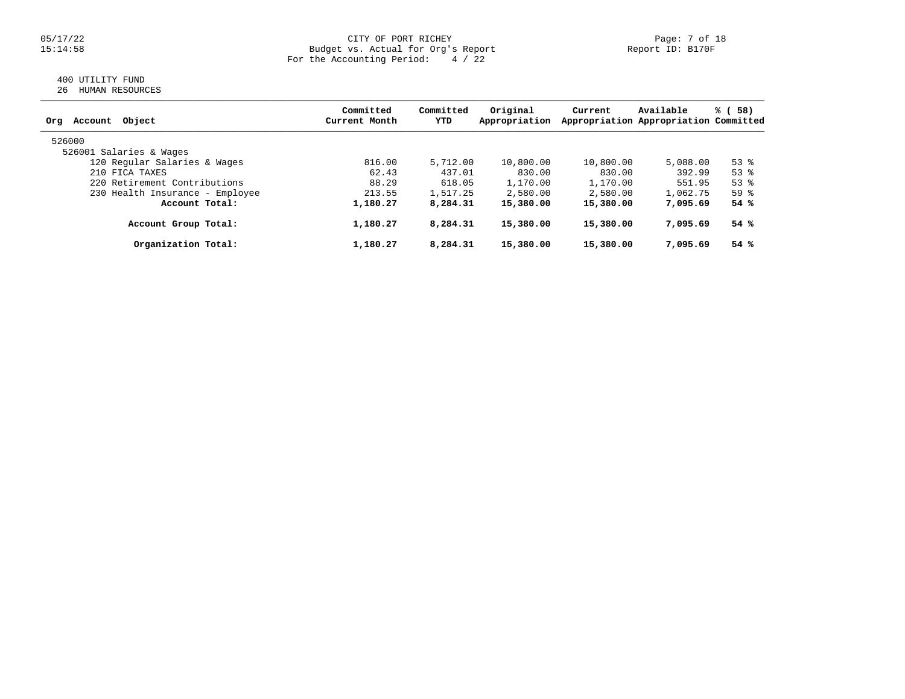CITY OF PORT RICHEY
Budget vs. Actual for Org's Report
For the Accounting Period: 4 / 22

05/17/22
15:14:58

Report ID: B170F

400 UTILITY FUND
26 HUMAN RESOURCES

| Org Account Object | Committed Current Month | Committed YTD | Original Appropriation | Current Appropriation | Available Appropriation | % ( 58) Committed |
|---|---|---|---|---|---|---|
| 526000 | | | | | | |
| 526001 Salaries & Wages | | | | | | |
| 120 Regular Salaries & Wages | 816.00 | 5,712.00 | 10,800.00 | 10,800.00 | 5,088.00 | 53 % |
| 210 FICA TAXES | 62.43 | 437.01 | 830.00 | 830.00 | 392.99 | 53 % |
| 220 Retirement Contributions | 88.29 | 618.05 | 1,170.00 | 1,170.00 | 551.95 | 53 % |
| 230 Health Insurance - Employee | 213.55 | 1,517.25 | 2,580.00 | 2,580.00 | 1,062.75 | 59 % |
| **Account Total:** | **1,180.27** | **8,284.31** | **15,380.00** | **15,380.00** | **7,095.69** | **54 %** |
| **Account Group Total:** | **1,180.27** | **8,284.31** | **15,380.00** | **15,380.00** | **7,095.69** | **54 %** |
| **Organization Total:** | **1,180.27** | **8,284.31** | **15,380.00** | **15,380.00** | **7,095.69** | **54 %** |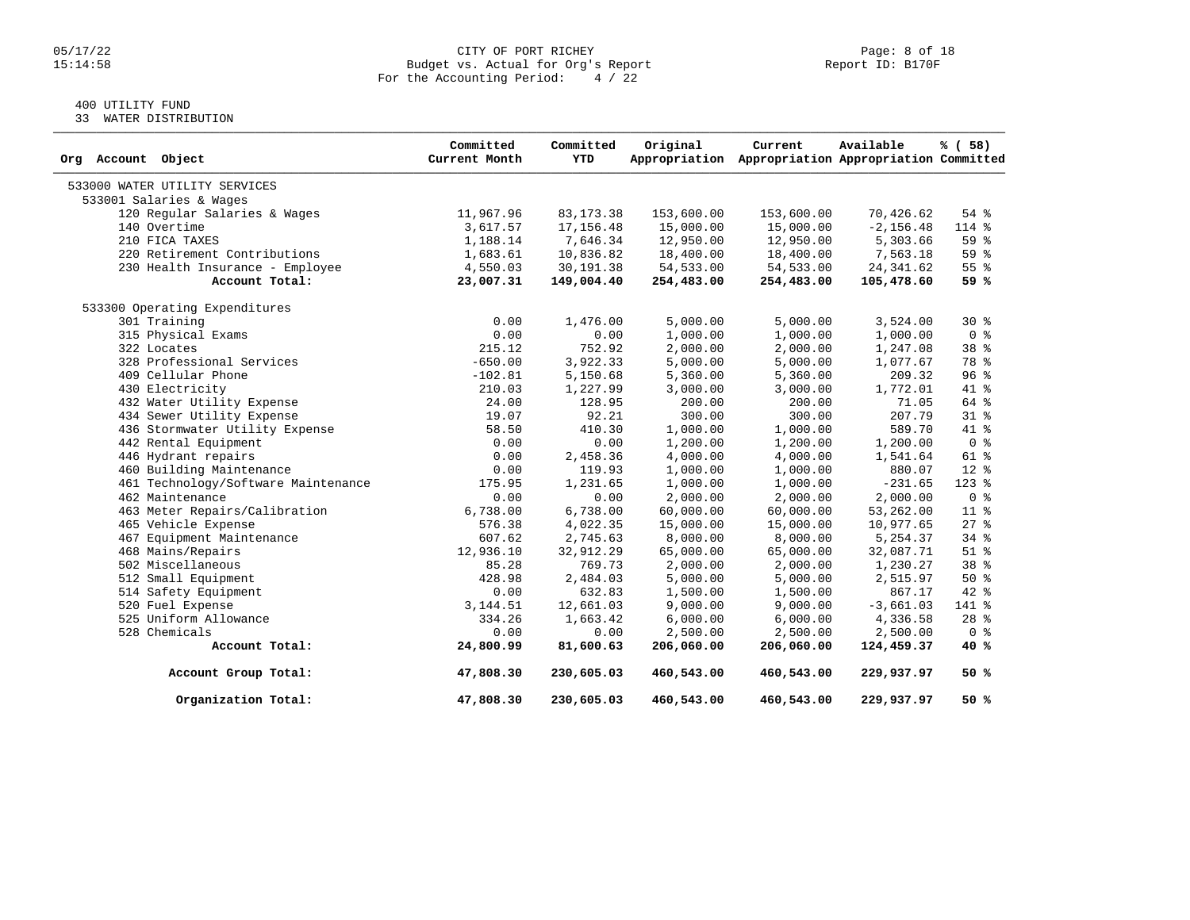CITY OF PORT RICHEY
Budget vs. Actual for Org's Report
For the Accounting Period: 4 / 22

05/17/22
15:14:58

Report ID: B170F

400 UTILITY FUND
33 WATER DISTRIBUTION

| Org Account Object | Committed Current Month | Committed YTD | Original Appropriation | Current Appropriation | Available Appropriation | % ( 58) Committed |
|---|---|---|---|---|---|---|
| 533000 WATER UTILITY SERVICES | | | | | | |
| 533001 Salaries & Wages | | | | | | |
| 120 Regular Salaries & Wages | 11,967.96 | 83,173.38 | 153,600.00 | 153,600.00 | 70,426.62 | 54 % |
| 140 Overtime | 3,617.57 | 17,156.48 | 15,000.00 | 15,000.00 | -2,156.48 | 114 % |
| 210 FICA TAXES | 1,188.14 | 7,646.34 | 12,950.00 | 12,950.00 | 5,303.66 | 59 % |
| 220 Retirement Contributions | 1,683.61 | 10,836.82 | 18,400.00 | 18,400.00 | 7,563.18 | 59 % |
| 230 Health Insurance - Employee | 4,550.03 | 30,191.38 | 54,533.00 | 54,533.00 | 24,341.62 | 55 % |
| **Account Total:** | **23,007.31** | **149,004.40** | **254,483.00** | **254,483.00** | **105,478.60** | **59 %** |
| 533300 Operating Expenditures | | | | | | |
| 301 Training | 0.00 | 1,476.00 | 5,000.00 | 5,000.00 | 3,524.00 | 30 % |
| 315 Physical Exams | 0.00 | 0.00 | 1,000.00 | 1,000.00 | 1,000.00 | 0 % |
| 322 Locates | 215.12 | 752.92 | 2,000.00 | 2,000.00 | 1,247.08 | 38 % |
| 328 Professional Services | -650.00 | 3,922.33 | 5,000.00 | 5,000.00 | 1,077.67 | 78 % |
| 409 Cellular Phone | -102.81 | 5,150.68 | 5,360.00 | 5,360.00 | 209.32 | 96 % |
| 430 Electricity | 210.03 | 1,227.99 | 3,000.00 | 3,000.00 | 1,772.01 | 41 % |
| 432 Water Utility Expense | 24.00 | 128.95 | 200.00 | 200.00 | 71.05 | 64 % |
| 434 Sewer Utility Expense | 19.07 | 92.21 | 300.00 | 300.00 | 207.79 | 31 % |
| 436 Stormwater Utility Expense | 58.50 | 410.30 | 1,000.00 | 1,000.00 | 589.70 | 41 % |
| 442 Rental Equipment | 0.00 | 0.00 | 1,200.00 | 1,200.00 | 1,200.00 | 0 % |
| 446 Hydrant repairs | 0.00 | 2,458.36 | 4,000.00 | 4,000.00 | 1,541.64 | 61 % |
| 460 Building Maintenance | 0.00 | 119.93 | 1,000.00 | 1,000.00 | 880.07 | 12 % |
| 461 Technology/Software Maintenance | 175.95 | 1,231.65 | 1,000.00 | 1,000.00 | -231.65 | 123 % |
| 462 Maintenance | 0.00 | 0.00 | 2,000.00 | 2,000.00 | 2,000.00 | 0 % |
| 463 Meter Repairs/Calibration | 6,738.00 | 6,738.00 | 60,000.00 | 60,000.00 | 53,262.00 | 11 % |
| 465 Vehicle Expense | 576.38 | 4,022.35 | 15,000.00 | 15,000.00 | 10,977.65 | 27 % |
| 467 Equipment Maintenance | 607.62 | 2,745.63 | 8,000.00 | 8,000.00 | 5,254.37 | 34 % |
| 468 Mains/Repairs | 12,936.10 | 32,912.29 | 65,000.00 | 65,000.00 | 32,087.71 | 51 % |
| 502 Miscellaneous | 85.28 | 769.73 | 2,000.00 | 2,000.00 | 1,230.27 | 38 % |
| 512 Small Equipment | 428.98 | 2,484.03 | 5,000.00 | 5,000.00 | 2,515.97 | 50 % |
| 514 Safety Equipment | 0.00 | 632.83 | 1,500.00 | 1,500.00 | 867.17 | 42 % |
| 520 Fuel Expense | 3,144.51 | 12,661.03 | 9,000.00 | 9,000.00 | -3,661.03 | 141 % |
| 525 Uniform Allowance | 334.26 | 1,663.42 | 6,000.00 | 6,000.00 | 4,336.58 | 28 % |
| 528 Chemicals | 0.00 | 0.00 | 2,500.00 | 2,500.00 | 2,500.00 | 0 % |
| **Account Total:** | **24,800.99** | **81,600.63** | **206,060.00** | **206,060.00** | **124,459.37** | **40 %** |
| **Account Group Total:** | **47,808.30** | **230,605.03** | **460,543.00** | **460,543.00** | **229,937.97** | **50 %** |
| **Organization Total:** | **47,808.30** | **230,605.03** | **460,543.00** | **460,543.00** | **229,937.97** | **50 %** |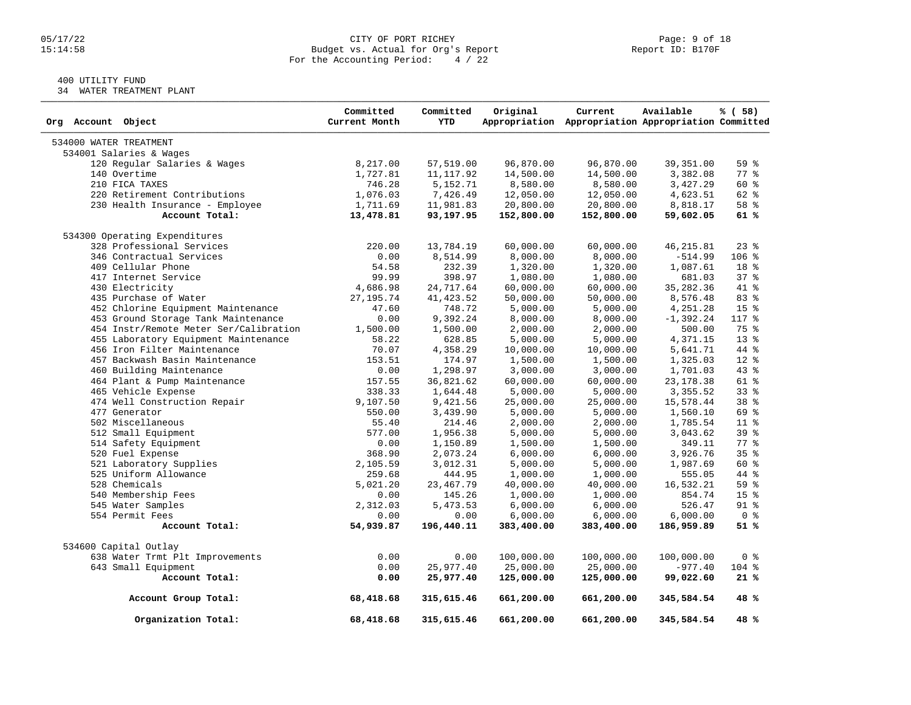CITY OF PORT RICHEY
Budget vs. Actual for Org's Report
For the Accounting Period: 4 / 22

05/17/22
15:14:58

Report ID: B170F

400 UTILITY FUND
34 WATER TREATMENT PLANT

| Org Account Object | Committed Current Month | Committed YTD | Original Appropriation | Current Appropriation | Available Appropriation | % ( 58) Committed |
|---|---|---|---|---|---|---|
| 534000 WATER TREATMENT | | | | | | |
| 534001 Salaries & Wages | | | | | | |
| 120 Regular Salaries & Wages | 8,217.00 | 57,519.00 | 96,870.00 | 96,870.00 | 39,351.00 | 59 % |
| 140 Overtime | 1,727.81 | 11,117.92 | 14,500.00 | 14,500.00 | 3,382.08 | 77 % |
| 210 FICA TAXES | 746.28 | 5,152.71 | 8,580.00 | 8,580.00 | 3,427.29 | 60 % |
| 220 Retirement Contributions | 1,076.03 | 7,426.49 | 12,050.00 | 12,050.00 | 4,623.51 | 62 % |
| 230 Health Insurance - Employee | 1,711.69 | 11,981.83 | 20,800.00 | 20,800.00 | 8,818.17 | 58 % |
| **Account Total:** | **13,478.81** | **93,197.95** | **152,800.00** | **152,800.00** | **59,602.05** | **61 %** |
| 534300 Operating Expenditures | | | | | | |
| 328 Professional Services | 220.00 | 13,784.19 | 60,000.00 | 60,000.00 | 46,215.81 | 23 % |
| 346 Contractual Services | 0.00 | 8,514.99 | 8,000.00 | 8,000.00 | -514.99 | 106 % |
| 409 Cellular Phone | 54.58 | 232.39 | 1,320.00 | 1,320.00 | 1,087.61 | 18 % |
| 417 Internet Service | 99.99 | 398.97 | 1,080.00 | 1,080.00 | 681.03 | 37 % |
| 430 Electricity | 4,686.98 | 24,717.64 | 60,000.00 | 60,000.00 | 35,282.36 | 41 % |
| 435 Purchase of Water | 27,195.74 | 41,423.52 | 50,000.00 | 50,000.00 | 8,576.48 | 83 % |
| 452 Chlorine Equipment Maintenance | 47.60 | 748.72 | 5,000.00 | 5,000.00 | 4,251.28 | 15 % |
| 453 Ground Storage Tank Maintenance | 0.00 | 9,392.24 | 8,000.00 | 8,000.00 | -1,392.24 | 117 % |
| 454 Instr/Remote Meter Ser/Calibration | 1,500.00 | 1,500.00 | 2,000.00 | 2,000.00 | 500.00 | 75 % |
| 455 Laboratory Equipment Maintenance | 58.22 | 628.85 | 5,000.00 | 5,000.00 | 4,371.15 | 13 % |
| 456 Iron Filter Maintenance | 70.07 | 4,358.29 | 10,000.00 | 10,000.00 | 5,641.71 | 44 % |
| 457 Backwash Basin Maintenance | 153.51 | 174.97 | 1,500.00 | 1,500.00 | 1,325.03 | 12 % |
| 460 Building Maintenance | 0.00 | 1,298.97 | 3,000.00 | 3,000.00 | 1,701.03 | 43 % |
| 464 Plant & Pump Maintenance | 157.55 | 36,821.62 | 60,000.00 | 60,000.00 | 23,178.38 | 61 % |
| 465 Vehicle Expense | 338.33 | 1,644.48 | 5,000.00 | 5,000.00 | 3,355.52 | 33 % |
| 474 Well Construction Repair | 9,107.50 | 9,421.56 | 25,000.00 | 25,000.00 | 15,578.44 | 38 % |
| 477 Generator | 550.00 | 3,439.90 | 5,000.00 | 5,000.00 | 1,560.10 | 69 % |
| 502 Miscellaneous | 55.40 | 214.46 | 2,000.00 | 2,000.00 | 1,785.54 | 11 % |
| 512 Small Equipment | 577.00 | 1,956.38 | 5,000.00 | 5,000.00 | 3,043.62 | 39 % |
| 514 Safety Equipment | 0.00 | 1,150.89 | 1,500.00 | 1,500.00 | 349.11 | 77 % |
| 520 Fuel Expense | 368.90 | 2,073.24 | 6,000.00 | 6,000.00 | 3,926.76 | 35 % |
| 521 Laboratory Supplies | 2,105.59 | 3,012.31 | 5,000.00 | 5,000.00 | 1,987.69 | 60 % |
| 525 Uniform Allowance | 259.68 | 444.95 | 1,000.00 | 1,000.00 | 555.05 | 44 % |
| 528 Chemicals | 5,021.20 | 23,467.79 | 40,000.00 | 40,000.00 | 16,532.21 | 59 % |
| 540 Membership Fees | 0.00 | 145.26 | 1,000.00 | 1,000.00 | 854.74 | 15 % |
| 545 Water Samples | 2,312.03 | 5,473.53 | 6,000.00 | 6,000.00 | 526.47 | 91 % |
| 554 Permit Fees | 0.00 | 0.00 | 6,000.00 | 6,000.00 | 6,000.00 | 0 % |
| **Account Total:** | **54,939.87** | **196,440.11** | **383,400.00** | **383,400.00** | **186,959.89** | **51 %** |
| 534600 Capital Outlay | | | | | | |
| 638 Water Trmt Plt Improvements | 0.00 | 0.00 | 100,000.00 | 100,000.00 | 100,000.00 | 0 % |
| 643 Small Equipment | 0.00 | 25,977.40 | 25,000.00 | 25,000.00 | -977.40 | 104 % |
| **Account Total:** | **0.00** | **25,977.40** | **125,000.00** | **125,000.00** | **99,022.60** | **21 %** |
| **Account Group Total:** | **68,418.68** | **315,615.46** | **661,200.00** | **661,200.00** | **345,584.54** | **48 %** |
| **Organization Total:** | **68,418.68** | **315,615.46** | **661,200.00** | **661,200.00** | **345,584.54** | **48 %** |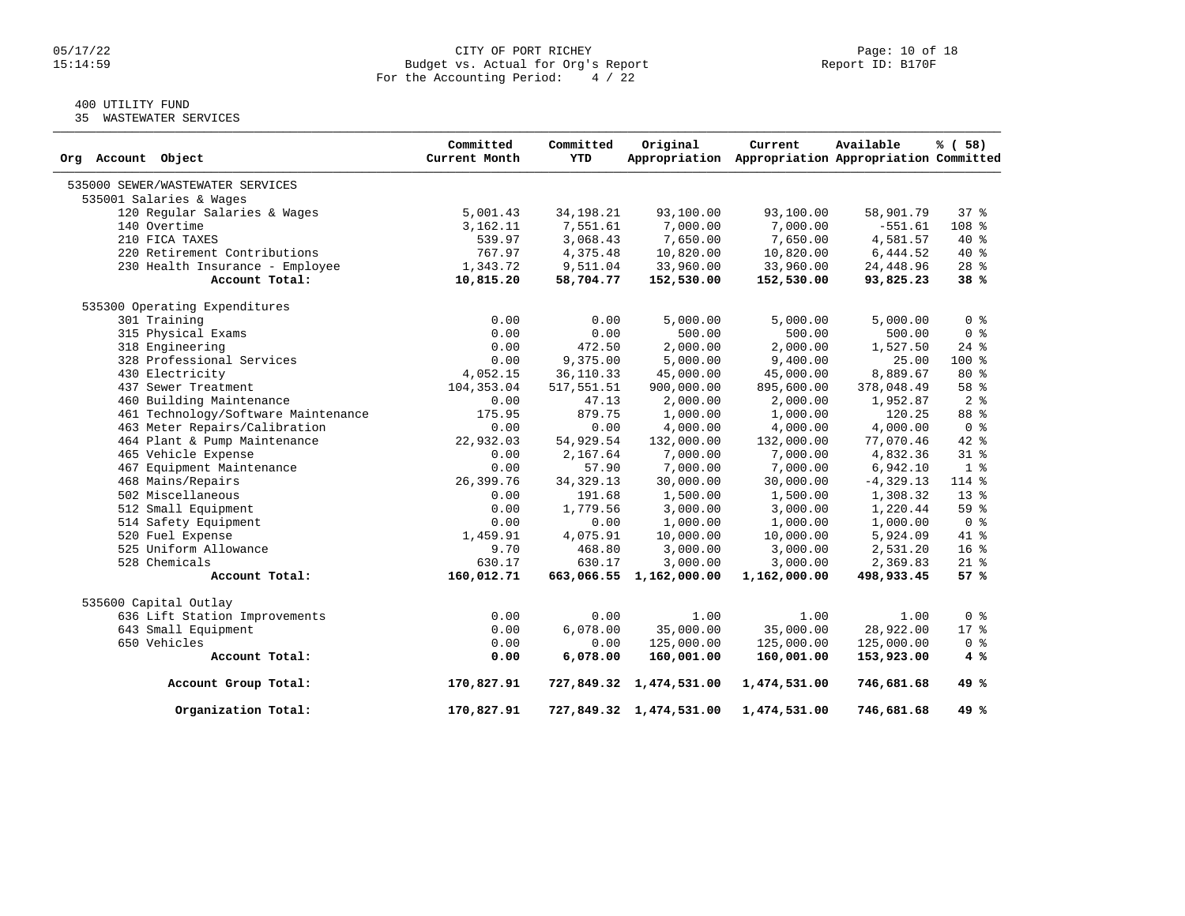CITY OF PORT RICHEY
Budget vs. Actual for Org's Report
For the Accounting Period: 4 / 22

05/17/22
15:14:59

Report ID: B170F

400 UTILITY FUND
35 WASTEWATER SERVICES

| Org Account Object | Committed Current Month | Committed YTD | Original Appropriation | Current Appropriation | Available Appropriation | % ( 58) Committed |
|---|---|---|---|---|---|---|
| 535000 SEWER/WASTEWATER SERVICES | | | | | | |
| 535001 Salaries & Wages | | | | | | |
| 120 Regular Salaries & Wages | 5,001.43 | 34,198.21 | 93,100.00 | 93,100.00 | 58,901.79 | 37 % |
| 140 Overtime | 3,162.11 | 7,551.61 | 7,000.00 | 7,000.00 | -551.61 | 108 % |
| 210 FICA TAXES | 539.97 | 3,068.43 | 7,650.00 | 7,650.00 | 4,581.57 | 40 % |
| 220 Retirement Contributions | 767.97 | 4,375.48 | 10,820.00 | 10,820.00 | 6,444.52 | 40 % |
| 230 Health Insurance - Employee | 1,343.72 | 9,511.04 | 33,960.00 | 33,960.00 | 24,448.96 | 28 % |
| **Account Total:** | **10,815.20** | **58,704.77** | **152,530.00** | **152,530.00** | **93,825.23** | **38 %** |
| 535300 Operating Expenditures | | | | | | |
| 301 Training | 0.00 | 0.00 | 5,000.00 | 5,000.00 | 5,000.00 | 0 % |
| 315 Physical Exams | 0.00 | 0.00 | 500.00 | 500.00 | 500.00 | 0 % |
| 318 Engineering | 0.00 | 472.50 | 2,000.00 | 2,000.00 | 1,527.50 | 24 % |
| 328 Professional Services | 0.00 | 9,375.00 | 5,000.00 | 9,400.00 | 25.00 | 100 % |
| 430 Electricity | 4,052.15 | 36,110.33 | 45,000.00 | 45,000.00 | 8,889.67 | 80 % |
| 437 Sewer Treatment | 104,353.04 | 517,551.51 | 900,000.00 | 895,600.00 | 378,048.49 | 58 % |
| 460 Building Maintenance | 0.00 | 47.13 | 2,000.00 | 2,000.00 | 1,952.87 | 2 % |
| 461 Technology/Software Maintenance | 175.95 | 879.75 | 1,000.00 | 1,000.00 | 120.25 | 88 % |
| 463 Meter Repairs/Calibration | 0.00 | 0.00 | 4,000.00 | 4,000.00 | 4,000.00 | 0 % |
| 464 Plant & Pump Maintenance | 22,932.03 | 54,929.54 | 132,000.00 | 132,000.00 | 77,070.46 | 42 % |
| 465 Vehicle Expense | 0.00 | 2,167.64 | 7,000.00 | 7,000.00 | 4,832.36 | 31 % |
| 467 Equipment Maintenance | 0.00 | 57.90 | 7,000.00 | 7,000.00 | 6,942.10 | 1 % |
| 468 Mains/Repairs | 26,399.76 | 34,329.13 | 30,000.00 | 30,000.00 | -4,329.13 | 114 % |
| 502 Miscellaneous | 0.00 | 191.68 | 1,500.00 | 1,500.00 | 1,308.32 | 13 % |
| 512 Small Equipment | 0.00 | 1,779.56 | 3,000.00 | 3,000.00 | 1,220.44 | 59 % |
| 514 Safety Equipment | 0.00 | 0.00 | 1,000.00 | 1,000.00 | 1,000.00 | 0 % |
| 520 Fuel Expense | 1,459.91 | 4,075.91 | 10,000.00 | 10,000.00 | 5,924.09 | 41 % |
| 525 Uniform Allowance | 9.70 | 468.80 | 3,000.00 | 3,000.00 | 2,531.20 | 16 % |
| 528 Chemicals | 630.17 | 630.17 | 3,000.00 | 3,000.00 | 2,369.83 | 21 % |
| **Account Total:** | **160,012.71** | **663,066.55** | **1,162,000.00** | **1,162,000.00** | **498,933.45** | **57 %** |
| 535600 Capital Outlay | | | | | | |
| 636 Lift Station Improvements | 0.00 | 0.00 | 1.00 | 1.00 | 1.00 | 0 % |
| 643 Small Equipment | 0.00 | 6,078.00 | 35,000.00 | 35,000.00 | 28,922.00 | 17 % |
| 650 Vehicles | 0.00 | 0.00 | 125,000.00 | 125,000.00 | 125,000.00 | 0 % |
| **Account Total:** | **0.00** | **6,078.00** | **160,001.00** | **160,001.00** | **153,923.00** | **4 %** |
| **Account Group Total:** | **170,827.91** | **727,849.32** | **1,474,531.00** | **1,474,531.00** | **746,681.68** | **49 %** |
| **Organization Total:** | **170,827.91** | **727,849.32** | **1,474,531.00** | **1,474,531.00** | **746,681.68** | **49 %** |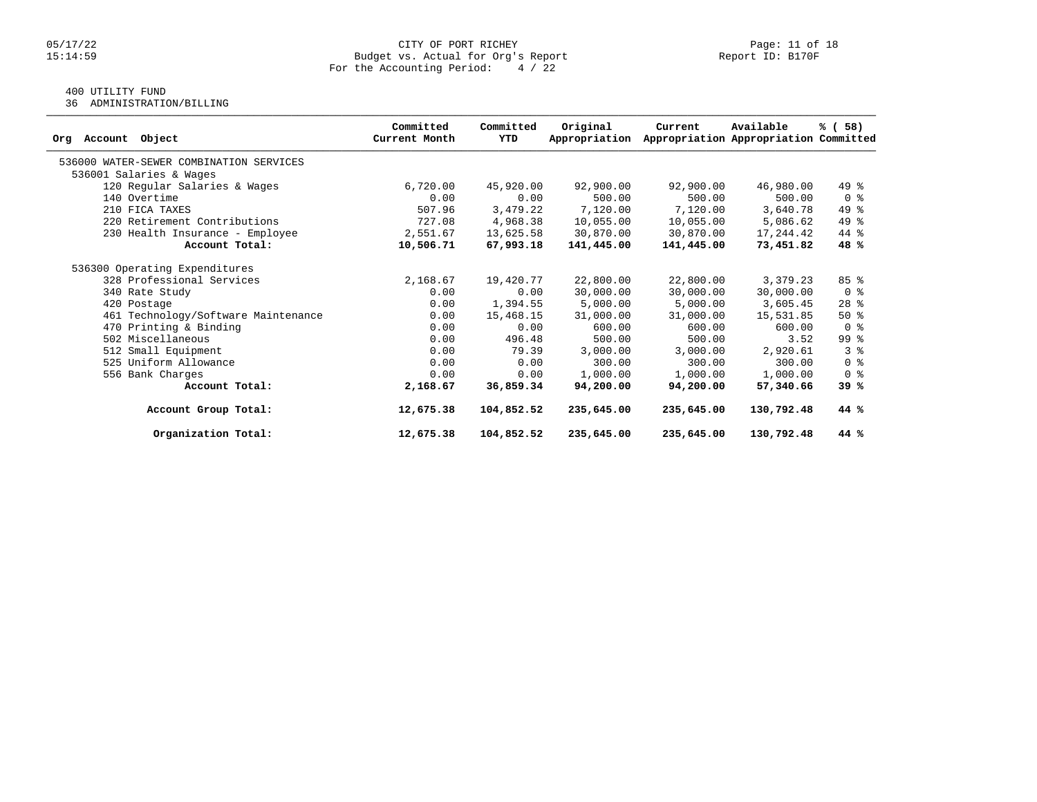CITY OF PORT RICHEY
Budget vs. Actual for Org's Report
For the Accounting Period: 4 / 22

05/17/22
15:14:59

Report ID: B170F

400 UTILITY FUND
36 ADMINISTRATION/BILLING

| Org Account Object | Committed Current Month | Committed YTD | Original Appropriation | Current Appropriation | Available Appropriation | % ( 58) Committed |
|---|---|---|---|---|---|---|
| 536000 WATER-SEWER COMBINATION SERVICES | | | | | | |
| 536001 Salaries & Wages | | | | | | |
| 120 Regular Salaries & Wages | 6,720.00 | 45,920.00 | 92,900.00 | 92,900.00 | 46,980.00 | 49 % |
| 140 Overtime | 0.00 | 0.00 | 500.00 | 500.00 | 500.00 | 0 % |
| 210 FICA TAXES | 507.96 | 3,479.22 | 7,120.00 | 7,120.00 | 3,640.78 | 49 % |
| 220 Retirement Contributions | 727.08 | 4,968.38 | 10,055.00 | 10,055.00 | 5,086.62 | 49 % |
| 230 Health Insurance - Employee | 2,551.67 | 13,625.58 | 30,870.00 | 30,870.00 | 17,244.42 | 44 % |
| **Account Total:** | **10,506.71** | **67,993.18** | **141,445.00** | **141,445.00** | **73,451.82** | **48 %** |
| 536300 Operating Expenditures | | | | | | |
| 328 Professional Services | 2,168.67 | 19,420.77 | 22,800.00 | 22,800.00 | 3,379.23 | 85 % |
| 340 Rate Study | 0.00 | 0.00 | 30,000.00 | 30,000.00 | 30,000.00 | 0 % |
| 420 Postage | 0.00 | 1,394.55 | 5,000.00 | 5,000.00 | 3,605.45 | 28 % |
| 461 Technology/Software Maintenance | 0.00 | 15,468.15 | 31,000.00 | 31,000.00 | 15,531.85 | 50 % |
| 470 Printing & Binding | 0.00 | 0.00 | 600.00 | 600.00 | 600.00 | 0 % |
| 502 Miscellaneous | 0.00 | 496.48 | 500.00 | 500.00 | 3.52 | 99 % |
| 512 Small Equipment | 0.00 | 79.39 | 3,000.00 | 3,000.00 | 2,920.61 | 3 % |
| 525 Uniform Allowance | 0.00 | 0.00 | 300.00 | 300.00 | 300.00 | 0 % |
| 556 Bank Charges | 0.00 | 0.00 | 1,000.00 | 1,000.00 | 1,000.00 | 0 % |
| **Account Total:** | **2,168.67** | **36,859.34** | **94,200.00** | **94,200.00** | **57,340.66** | **39 %** |
| **Account Group Total:** | **12,675.38** | **104,852.52** | **235,645.00** | **235,645.00** | **130,792.48** | **44 %** |
| **Organization Total:** | **12,675.38** | **104,852.52** | **235,645.00** | **235,645.00** | **130,792.48** | **44 %** |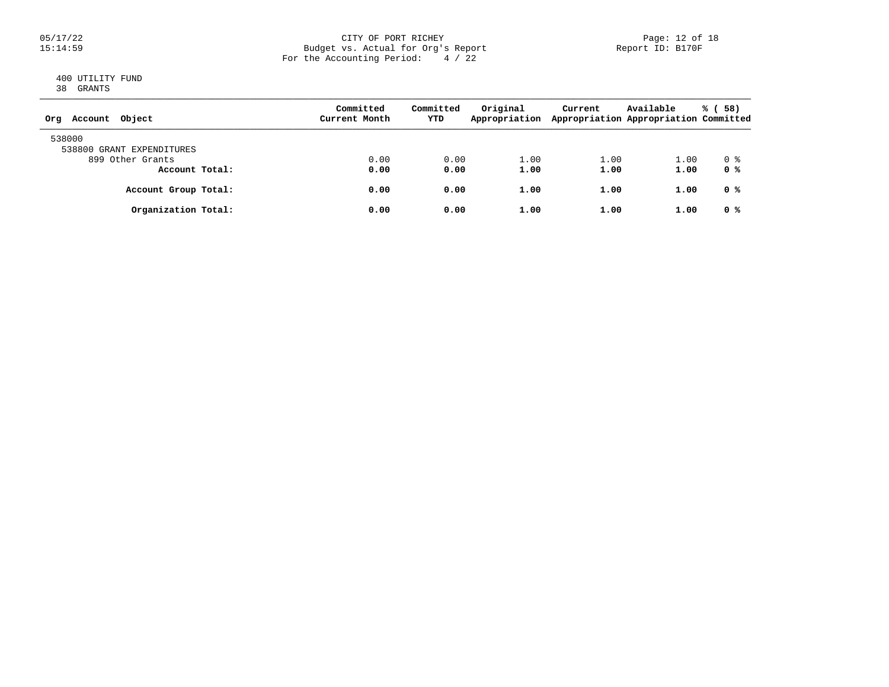CITY OF PORT RICHEY
Budget vs. Actual for Org's Report
For the Accounting Period: 4 / 22

05/17/22
15:14:59

Report ID: B170F

400 UTILITY FUND
38 GRANTS

| Org Account Object | Committed Current Month | Committed YTD | Original Appropriation | Current Appropriation | Available Appropriation | % ( 58) Committed |
|---|---|---|---|---|---|---|
| 538000 | | | | | | |
| 538800 GRANT EXPENDITURES | | | | | | |
| 899 Other Grants | 0.00 | 0.00 | 1.00 | 1.00 | 1.00 | 0 % |
| **Account Total:** | **0.00** | **0.00** | **1.00** | **1.00** | **1.00** | **0 %** |
| **Account Group Total:** | **0.00** | **0.00** | **1.00** | **1.00** | **1.00** | **0 %** |
| **Organization Total:** | **0.00** | **0.00** | **1.00** | **1.00** | **1.00** | **0 %** |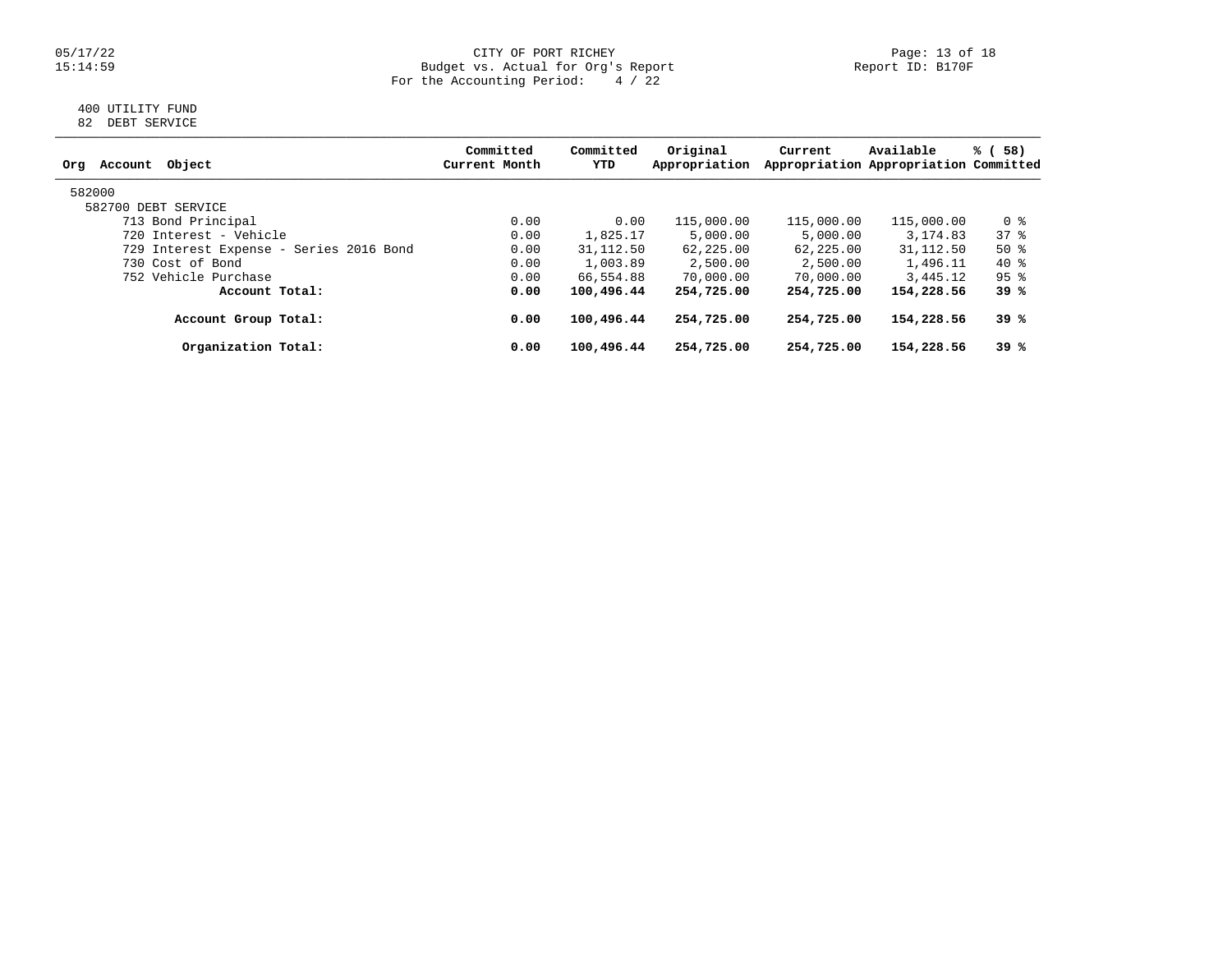CITY OF PORT RICHEY
Budget vs. Actual for Org's Report
For the Accounting Period: 4 / 22

05/17/22
15:14:59

Report ID: B170F

400 UTILITY FUND
82 DEBT SERVICE

| Org Account Object | Committed Current Month | Committed YTD | Original Appropriation | Current Appropriation | Available Appropriation | % ( 58) Committed |
|---|---|---|---|---|---|---|
| 582000 | | | | | | |
| 582700 DEBT SERVICE | | | | | | |
| 713 Bond Principal | 0.00 | 0.00 | 115,000.00 | 115,000.00 | 115,000.00 | 0 % |
| 720 Interest - Vehicle | 0.00 | 1,825.17 | 5,000.00 | 5,000.00 | 3,174.83 | 37 % |
| 729 Interest Expense - Series 2016 Bond | 0.00 | 31,112.50 | 62,225.00 | 62,225.00 | 31,112.50 | 50 % |
| 730 Cost of Bond | 0.00 | 1,003.89 | 2,500.00 | 2,500.00 | 1,496.11 | 40 % |
| 752 Vehicle Purchase | 0.00 | 66,554.88 | 70,000.00 | 70,000.00 | 3,445.12 | 95 % |
| **Account Total:** | **0.00** | **100,496.44** | **254,725.00** | **254,725.00** | **154,228.56** | **39 %** |
| **Account Group Total:** | **0.00** | **100,496.44** | **254,725.00** | **254,725.00** | **154,228.56** | **39 %** |
| **Organization Total:** | **0.00** | **100,496.44** | **254,725.00** | **254,725.00** | **154,228.56** | **39 %** |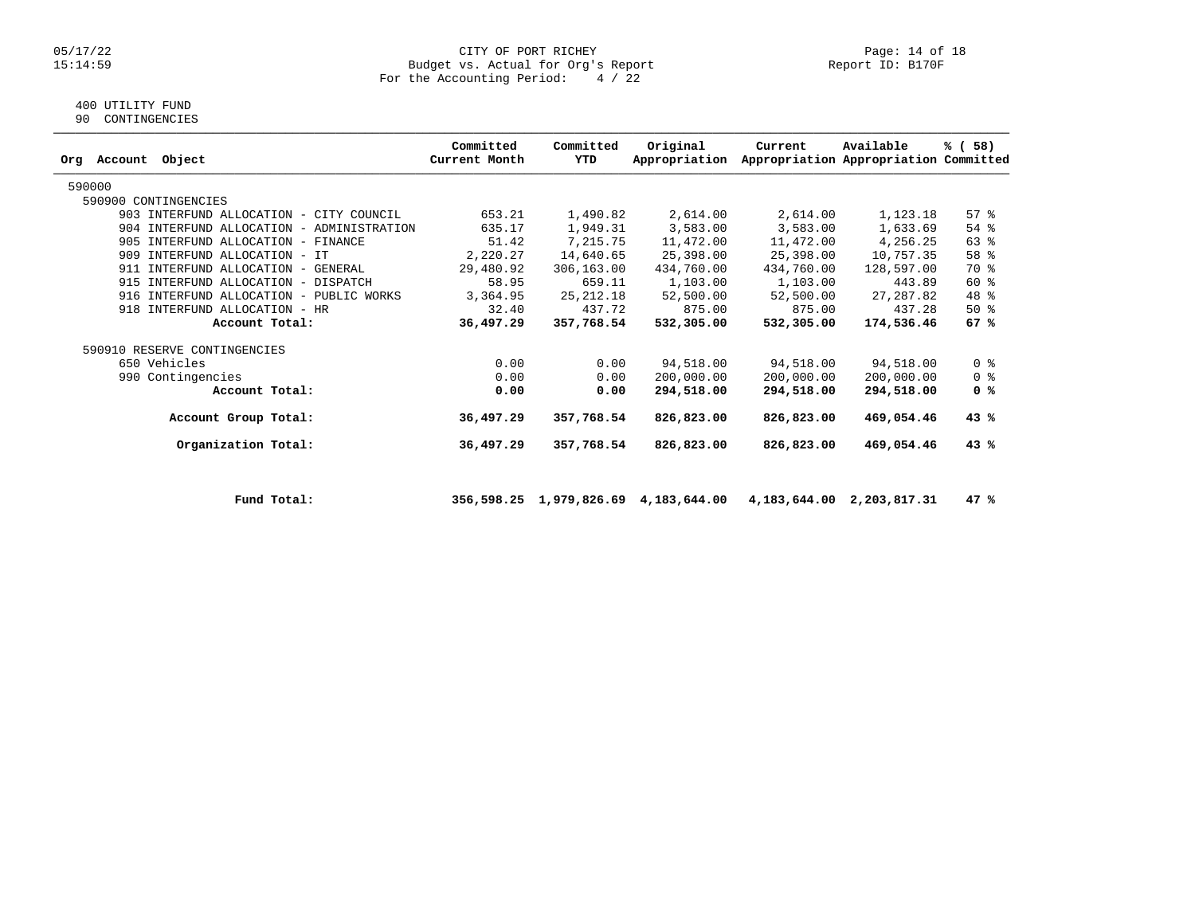CITY OF PORT RICHEY
Budget vs. Actual for Org's Report
For the Accounting Period: 4 / 22

Report ID: B170F

400 UTILITY FUND
90 CONTINGENCIES

| Org Account Object | Committed Current Month | Committed YTD | Original Appropriation | Current Appropriation | Available Appropriation | % ( 58) Committed |
|---|---|---|---|---|---|---|
| 590000 | | | | | | |
| 590900 CONTINGENCIES | | | | | | |
| 903 INTERFUND ALLOCATION - CITY COUNCIL | 653.21 | 1,490.82 | 2,614.00 | 2,614.00 | 1,123.18 | 57 % |
| 904 INTERFUND ALLOCATION - ADMINISTRATION | 635.17 | 1,949.31 | 3,583.00 | 3,583.00 | 1,633.69 | 54 % |
| 905 INTERFUND ALLOCATION - FINANCE | 51.42 | 7,215.75 | 11,472.00 | 11,472.00 | 4,256.25 | 63 % |
| 909 INTERFUND ALLOCATION - IT | 2,220.27 | 14,640.65 | 25,398.00 | 25,398.00 | 10,757.35 | 58 % |
| 911 INTERFUND ALLOCATION - GENERAL | 29,480.92 | 306,163.00 | 434,760.00 | 434,760.00 | 128,597.00 | 70 % |
| 915 INTERFUND ALLOCATION - DISPATCH | 58.95 | 659.11 | 1,103.00 | 1,103.00 | 443.89 | 60 % |
| 916 INTERFUND ALLOCATION - PUBLIC WORKS | 3,364.95 | 25,212.18 | 52,500.00 | 52,500.00 | 27,287.82 | 48 % |
| 918 INTERFUND ALLOCATION - HR | 32.40 | 437.72 | 875.00 | 875.00 | 437.28 | 50 % |
| **Account Total:** | **36,497.29** | **357,768.54** | **532,305.00** | **532,305.00** | **174,536.46** | **67 %** |
| 590910 RESERVE CONTINGENCIES | | | | | | |
| 650 Vehicles | 0.00 | 0.00 | 94,518.00 | 94,518.00 | 94,518.00 | 0 % |
| 990 Contingencies | 0.00 | 0.00 | 200,000.00 | 200,000.00 | 200,000.00 | 0 % |
| **Account Total:** | **0.00** | **0.00** | **294,518.00** | **294,518.00** | **294,518.00** | **0 %** |
| **Account Group Total:** | **36,497.29** | **357,768.54** | **826,823.00** | **826,823.00** | **469,054.46** | **43 %** |
| **Organization Total:** | **36,497.29** | **357,768.54** | **826,823.00** | **826,823.00** | **469,054.46** | **43 %** |
| **Fund Total:** | **356,598.25** | **1,979,826.69** | **4,183,644.00** | **4,183,644.00** | **2,203,817.31** | **47 %** |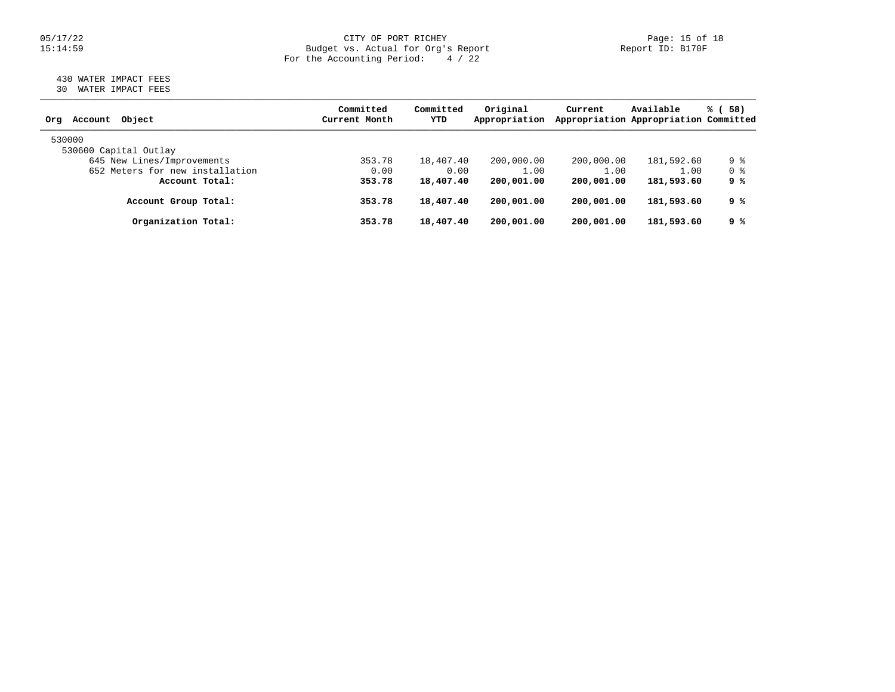CITY OF PORT RICHEY
Budget vs. Actual for Org's Report
For the Accounting Period: 4 / 22

05/17/22
15:14:59

Report ID: B170F

430 WATER IMPACT FEES
30 WATER IMPACT FEES

| Org Account Object | Committed Current Month | Committed YTD | Original Appropriation | Current Appropriation | Available Appropriation | % ( 58) Committed |
|---|---|---|---|---|---|---|
| 530000 | | | | | | |
| 530600 Capital Outlay | | | | | | |
| 645 New Lines/Improvements | 353.78 | 18,407.40 | 200,000.00 | 200,000.00 | 181,592.60 | 9 % |
| 652 Meters for new installation | 0.00 | 0.00 | 1.00 | 1.00 | 1.00 | 0 % |
| **Account Total:** | **353.78** | **18,407.40** | **200,001.00** | **200,001.00** | **181,593.60** | **9 %** |
| **Account Group Total:** | **353.78** | **18,407.40** | **200,001.00** | **200,001.00** | **181,593.60** | **9 %** |
| **Organization Total:** | **353.78** | **18,407.40** | **200,001.00** | **200,001.00** | **181,593.60** | **9 %** |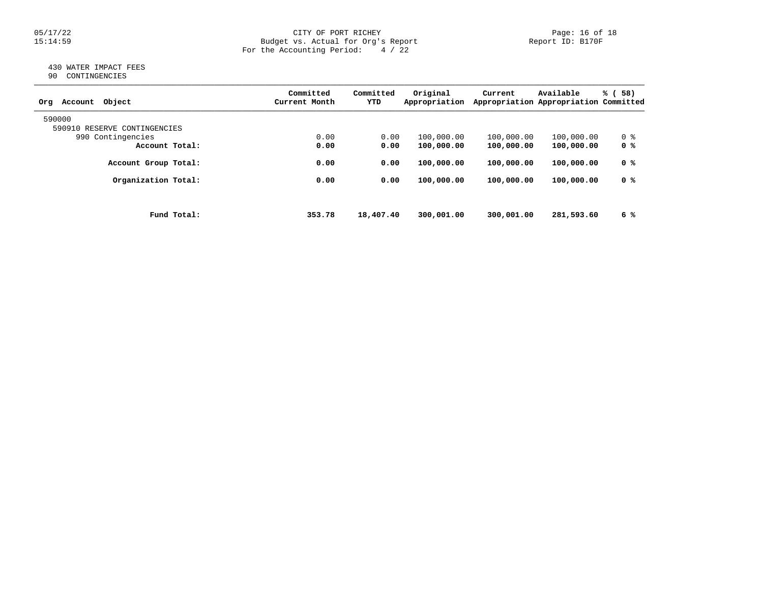430 WATER IMPACT FEES
90 CONTINGENCIES

| Org Account Object | Committed Current Month | Committed YTD | Original Appropriation | Current Appropriation | Available Appropriation | % ( 58) Committed |
|---|---|---|---|---|---|---|
| 590000 | | | | | | |
| 590910 RESERVE CONTINGENCIES | | | | | | |
| 990 Contingencies | 0.00 | 0.00 | 100,000.00 | 100,000.00 | 100,000.00 | 0 % |
| **Account Total:** | **0.00** | **0.00** | **100,000.00** | **100,000.00** | **100,000.00** | **0 %** |
| **Account Group Total:** | **0.00** | **0.00** | **100,000.00** | **100,000.00** | **100,000.00** | **0 %** |
| **Organization Total:** | **0.00** | **0.00** | **100,000.00** | **100,000.00** | **100,000.00** | **0 %** |
| **Fund Total:** | **353.78** | **18,407.40** | **300,001.00** | **300,001.00** | **281,593.60** | **6 %** |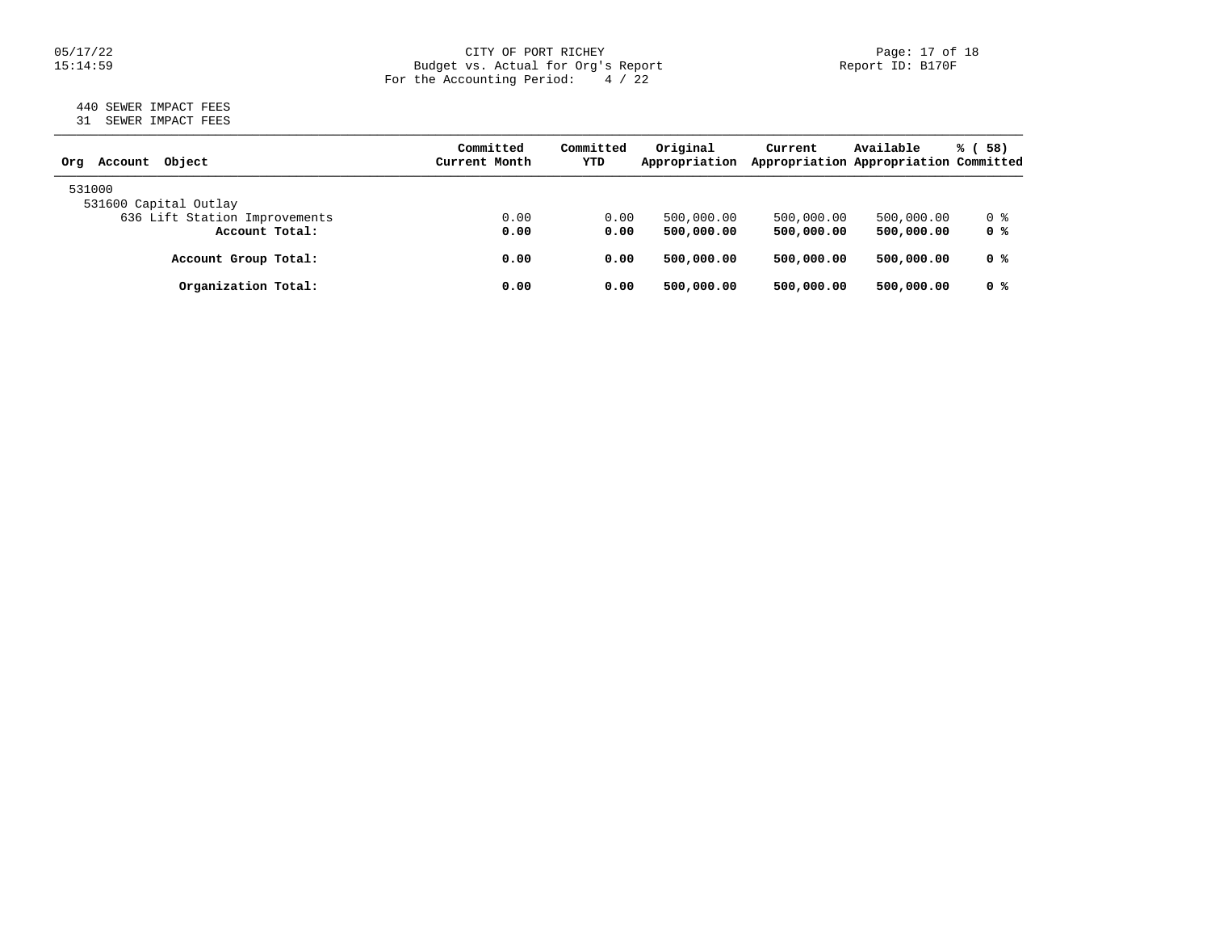CITY OF PORT RICHEY
Budget vs. Actual for Org's Report
For the Accounting Period: 4 / 22

440 SEWER IMPACT FEES
31 SEWER IMPACT FEES

| Org Account Object | Committed Current Month | Committed YTD | Original Appropriation | Current Appropriation | Available Appropriation | % ( 58) Committed |
|---|---|---|---|---|---|---|
| 531000 | | | | | | |
| 531600 Capital Outlay | | | | | | |
| 636 Lift Station Improvements | 0.00 | 0.00 | 500,000.00 | 500,000.00 | 500,000.00 | 0 % |
| **Account Total:** | **0.00** | **0.00** | **500,000.00** | **500,000.00** | **500,000.00** | **0 %** |
| **Account Group Total:** | **0.00** | **0.00** | **500,000.00** | **500,000.00** | **500,000.00** | **0 %** |
| **Organization Total:** | **0.00** | **0.00** | **500,000.00** | **500,000.00** | **500,000.00** | **0 %** |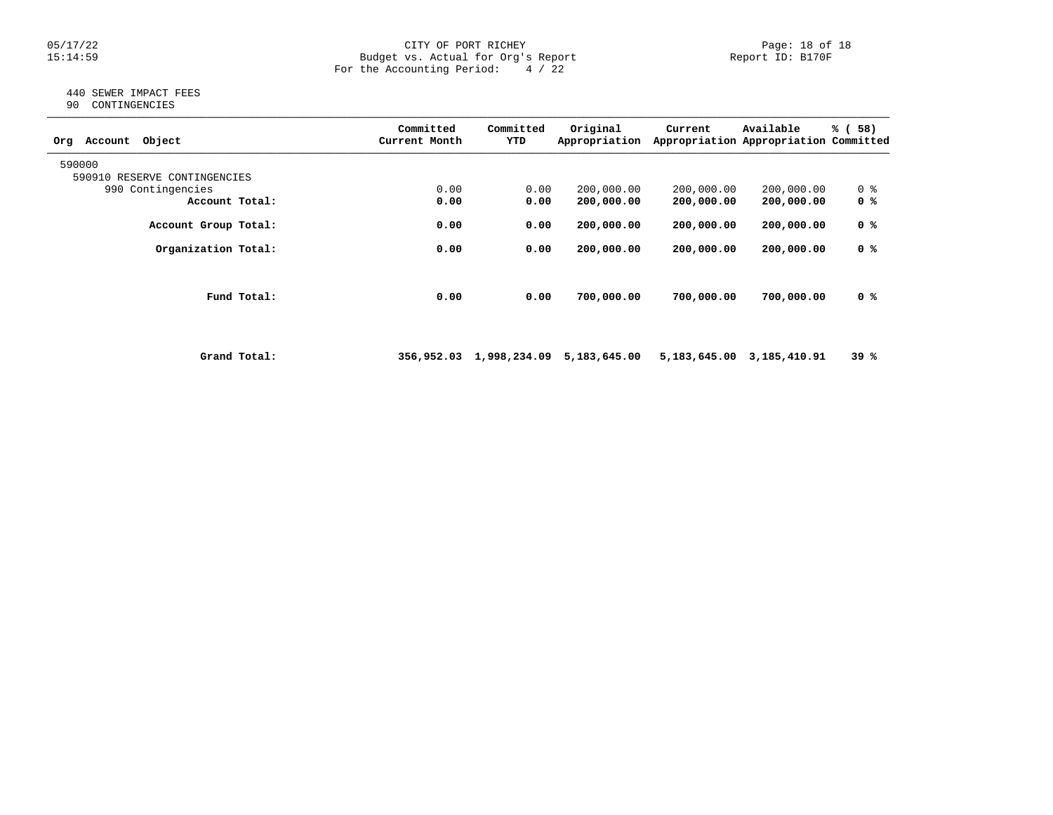05/17/22
15:14:59

CITY OF PORT RICHEY
Budget vs. Actual for Org's Report
For the Accounting Period: 4 / 22

Report ID: B170F

440 SEWER IMPACT FEES
90 CONTINGENCIES

| Org Account Object | Committed Current Month | Committed YTD | Original Appropriation | Current Appropriation | Available Appropriation | % ( 58) Committed |
|---|---|---|---|---|---|---|
| 590000 | | | | | | |
| 590910 RESERVE CONTINGENCIES | | | | | | |
| 990 Contingencies | 0.00 | 0.00 | 200,000.00 | 200,000.00 | 200,000.00 | 0 % |
| **Account Total:** | **0.00** | **0.00** | **200,000.00** | **200,000.00** | **200,000.00** | **0 %** |
| **Account Group Total:** | **0.00** | **0.00** | **200,000.00** | **200,000.00** | **200,000.00** | **0 %** |
| **Organization Total:** | **0.00** | **0.00** | **200,000.00** | **200,000.00** | **200,000.00** | **0 %** |
| **Fund Total:** | **0.00** | **0.00** | **700,000.00** | **700,000.00** | **700,000.00** | **0 %** |
| **Grand Total:** | **356,952.03** | **1,998,234.09** | **5,183,645.00** | **5,183,645.00** | **3,185,410.91** | **39 %** |